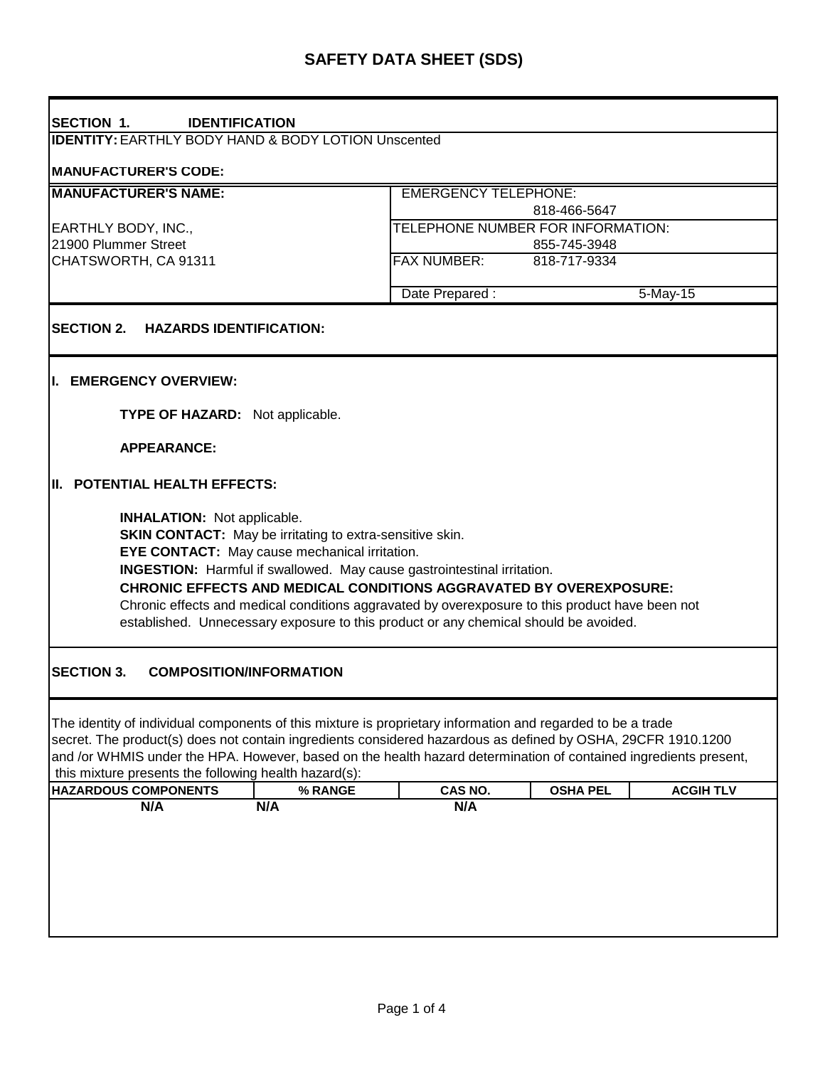# SAFETY DATA SHEET (SDS)

## SECTION 1. IDENTIFICATION

**IDENTITY:** EARTHLY BODY HAND & BODY LOTION Unscented

**MANUFACTURER'S CODE:**

| **MANUFACTURER'S NAME:** | EMERGENCY TELEPHONE: 818-466-5647 |
|---|---|
| EARTHLY BODY, INC., 21900 Plummer Street CHATSWORTH, CA 91311 | TELEPHONE NUMBER FOR INFORMATION: 855-745-3948 |
| | FAX NUMBER: 818-717-9334 |
| | Date Prepared : 5-May-15 |

## SECTION 2. HAZARDS IDENTIFICATION:

### I. EMERGENCY OVERVIEW:

**TYPE OF HAZARD:** Not applicable.

**APPEARANCE:**

### II. POTENTIAL HEALTH EFFECTS:

**INHALATION:** Not applicable.
**SKIN CONTACT:** May be irritating to extra-sensitive skin.
**EYE CONTACT:** May cause mechanical irritation.
**INGESTION:** Harmful if swallowed. May cause gastrointestinal irritation.
**CHRONIC EFFECTS AND MEDICAL CONDITIONS AGGRAVATED BY OVEREXPOSURE:**
Chronic effects and medical conditions aggravated by overexposure to this product have been not established. Unnecessary exposure to this product or any chemical should be avoided.

## SECTION 3. COMPOSITION/INFORMATION

The identity of individual components of this mixture is proprietary information and regarded to be a trade secret. The product(s) does not contain ingredients considered hazardous as defined by OSHA, 29CFR 1910.1200 and /or WHMIS under the HPA. However, based on the health hazard determination of contained ingredients present, this mixture presents the following health hazard(s):

| HAZARDOUS COMPONENTS | % RANGE | CAS NO. | OSHA PEL | ACGIH TLV |
|---|---|---|---|---|
| N/A | N/A | N/A | | |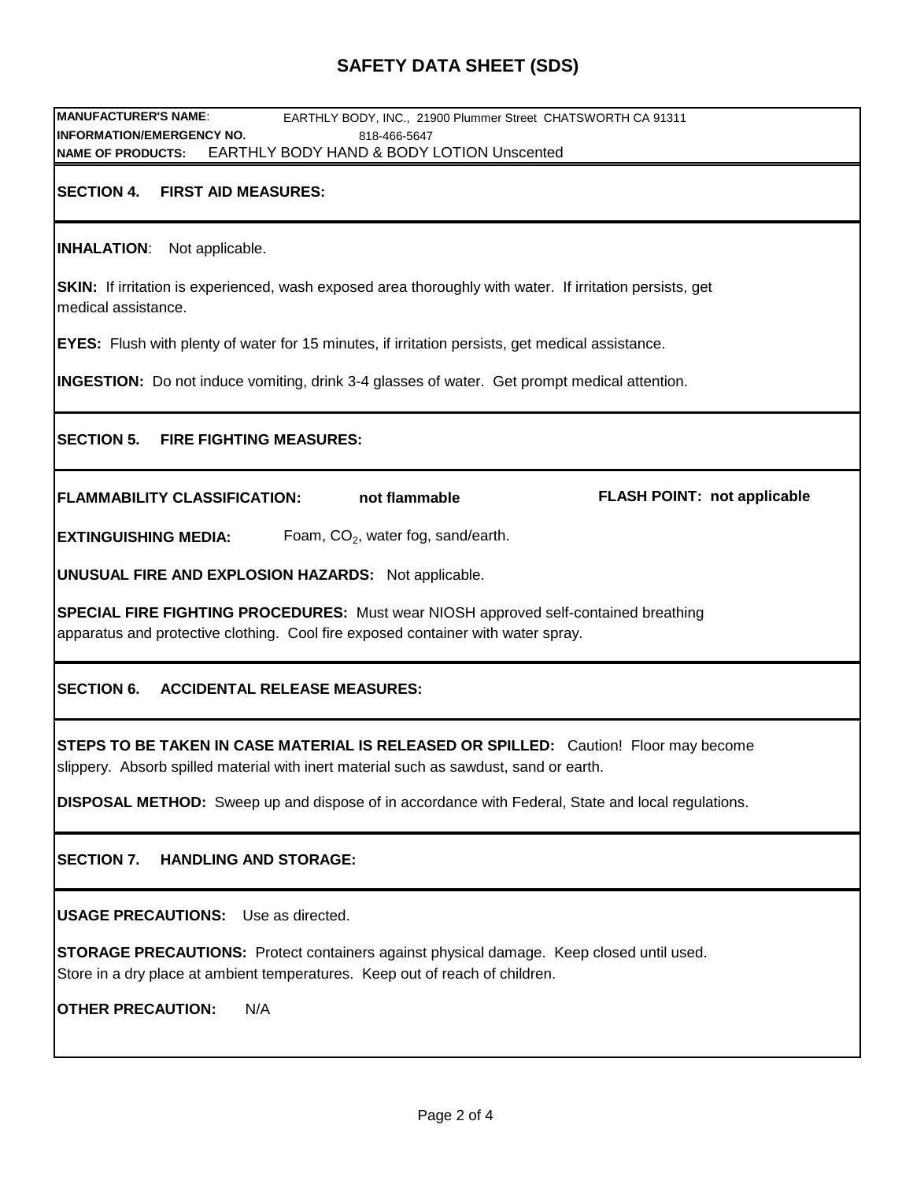# SAFETY DATA SHEET (SDS)

**MANUFACTURER'S NAME**: EARTHLY BODY, INC., 21900 Plummer Street CHATSWORTH CA 91311
**INFORMATION/EMERGENCY NO.** 818-466-5647
**NAME OF PRODUCTS:** EARTHLY BODY HAND & BODY LOTION Unscented

## SECTION 4. FIRST AID MEASURES:

**INHALATION**: Not applicable.

**SKIN:** If irritation is experienced, wash exposed area thoroughly with water. If irritation persists, get medical assistance.

**EYES:** Flush with plenty of water for 15 minutes, if irritation persists, get medical assistance.

**INGESTION:** Do not induce vomiting, drink 3-4 glasses of water. Get prompt medical attention.

## SECTION 5. FIRE FIGHTING MEASURES:

**FLAMMABILITY CLASSIFICATION:** **not flammable** **FLASH POINT: not applicable**

**EXTINGUISHING MEDIA:** Foam, $CO_2$, water fog, sand/earth.

**UNUSUAL FIRE AND EXPLOSION HAZARDS:** Not applicable.

**SPECIAL FIRE FIGHTING PROCEDURES:** Must wear NIOSH approved self-contained breathing apparatus and protective clothing. Cool fire exposed container with water spray.

## SECTION 6. ACCIDENTAL RELEASE MEASURES:

**STEPS TO BE TAKEN IN CASE MATERIAL IS RELEASED OR SPILLED:** Caution! Floor may become slippery. Absorb spilled material with inert material such as sawdust, sand or earth.

**DISPOSAL METHOD:** Sweep up and dispose of in accordance with Federal, State and local regulations.

## SECTION 7. HANDLING AND STORAGE:

**USAGE PRECAUTIONS:** Use as directed.

**STORAGE PRECAUTIONS:** Protect containers against physical damage. Keep closed until used. Store in a dry place at ambient temperatures. Keep out of reach of children.

**OTHER PRECAUTION:** N/A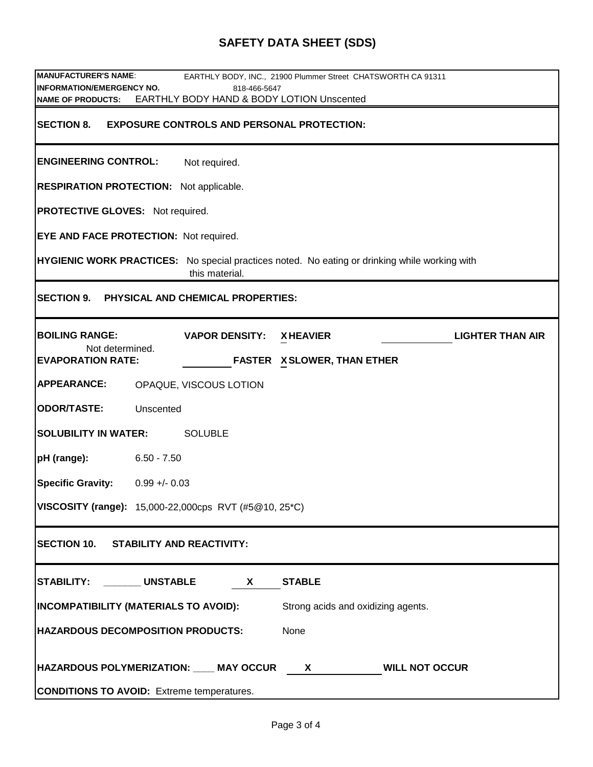# SAFETY DATA SHEET (SDS)

**MANUFACTURER'S NAME**: EARTHLY BODY, INC., 21900 Plummer Street CHATSWORTH CA 91311
**INFORMATION/EMERGENCY NO.** 818-466-5647
**NAME OF PRODUCTS:** EARTHLY BODY HAND & BODY LOTION Unscented

## SECTION 8. EXPOSURE CONTROLS AND PERSONAL PROTECTION:

**ENGINEERING CONTROL:** Not required.

**RESPIRATION PROTECTION:** Not applicable.

**PROTECTIVE GLOVES:** Not required.

**EYE AND FACE PROTECTION:** Not required.

**HYGIENIC WORK PRACTICES:** No special practices noted. No eating or drinking while working with this material.

## SECTION 9. PHYSICAL AND CHEMICAL PROPERTIES:

**BOILING RANGE:** Not determined.

**VAPOR DENSITY:** X **HEAVIER** ______ **LIGHTER THAN AIR**

**EVAPORATION RATE:** ______ **FASTER** X **SLOWER, THAN ETHER**

**APPEARANCE:** OPAQUE, VISCOUS LOTION

**ODOR/TASTE:** Unscented

**SOLUBILITY IN WATER:** SOLUBLE

**pH (range):** 6.50 - 7.50

**Specific Gravity:** 0.99 +/- 0.03

**VISCOSITY (range):** 15,000-22,000cps RVT (#5@10, 25*C)

## SECTION 10. STABILITY AND REACTIVITY:

**STABILITY:** _______ **UNSTABLE** X **STABLE**

**INCOMPATIBILITY (MATERIALS TO AVOID):** Strong acids and oxidizing agents.

**HAZARDOUS DECOMPOSITION PRODUCTS:** None

**HAZARDOUS POLYMERIZATION:** ____ **MAY OCCUR** X **WILL NOT OCCUR**

**CONDITIONS TO AVOID:** Extreme temperatures.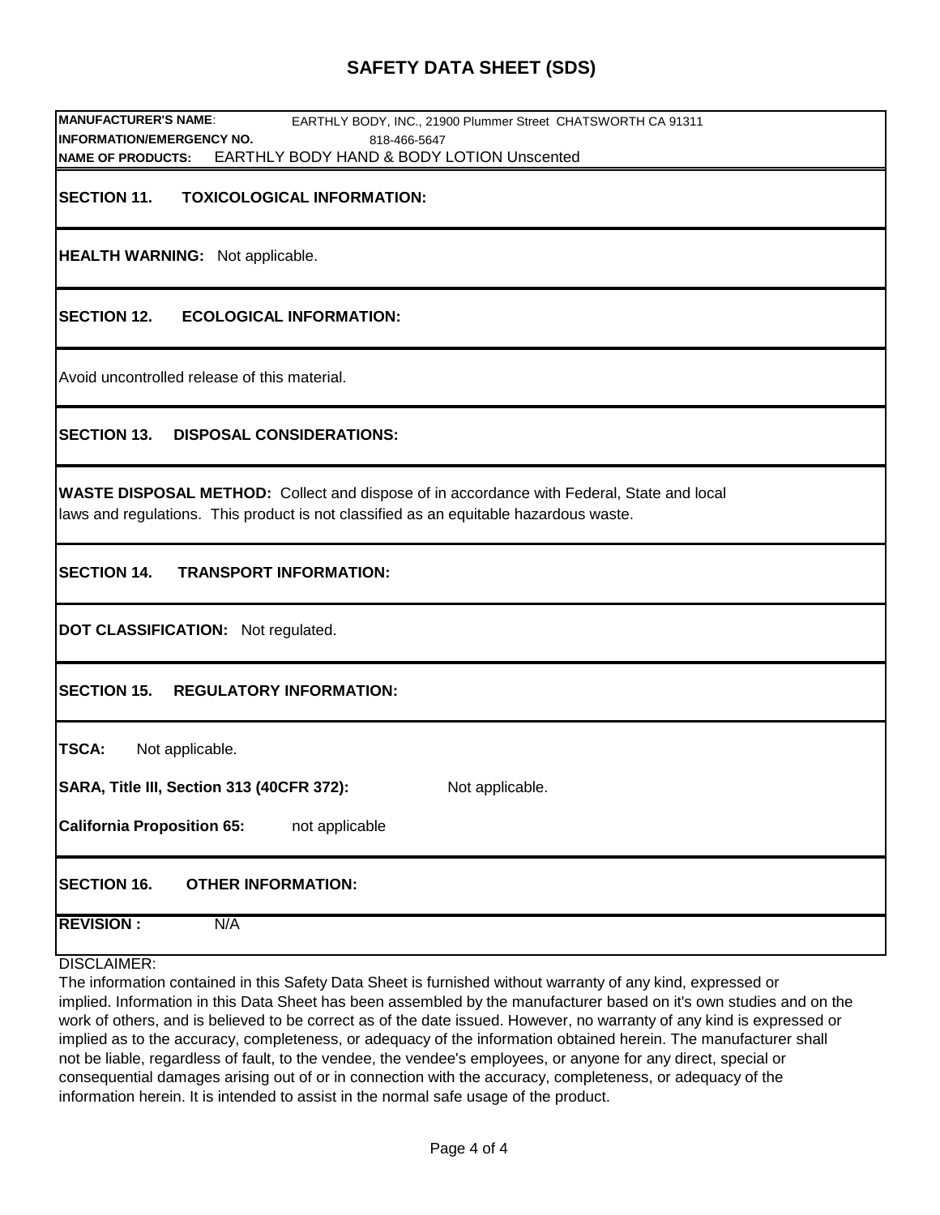# SAFETY DATA SHEET (SDS)

**MANUFACTURER'S NAME**: EARTHLY BODY, INC., 21900 Plummer Street CHATSWORTH CA 91311
**INFORMATION/EMERGENCY NO.** 818-466-5647
**NAME OF PRODUCTS:** EARTHLY BODY HAND & BODY LOTION Unscented

## SECTION 11. TOXICOLOGICAL INFORMATION:

**HEALTH WARNING:** Not applicable.

## SECTION 12. ECOLOGICAL INFORMATION:

Avoid uncontrolled release of this material.

## SECTION 13. DISPOSAL CONSIDERATIONS:

**WASTE DISPOSAL METHOD:** Collect and dispose of in accordance with Federal, State and local laws and regulations. This product is not classified as an equitable hazardous waste.

## SECTION 14. TRANSPORT INFORMATION:

**DOT CLASSIFICATION:** Not regulated.

## SECTION 15. REGULATORY INFORMATION:

**TSCA:** Not applicable.

**SARA, Title III, Section 313 (40CFR 372):** Not applicable.

**California Proposition 65:** not applicable

## SECTION 16. OTHER INFORMATION:

**REVISION :** N/A

DISCLAIMER:
The information contained in this Safety Data Sheet is furnished without warranty of any kind, expressed or implied. Information in this Data Sheet has been assembled by the manufacturer based on it's own studies and on the work of others, and is believed to be correct as of the date issued. However, no warranty of any kind is expressed or implied as to the accuracy, completeness, or adequacy of the information obtained herein. The manufacturer shall not be liable, regardless of fault, to the vendee, the vendee's employees, or anyone for any direct, special or consequential damages arising out of or in connection with the accuracy, completeness, or adequacy of the information herein. It is intended to assist in the normal safe usage of the product.